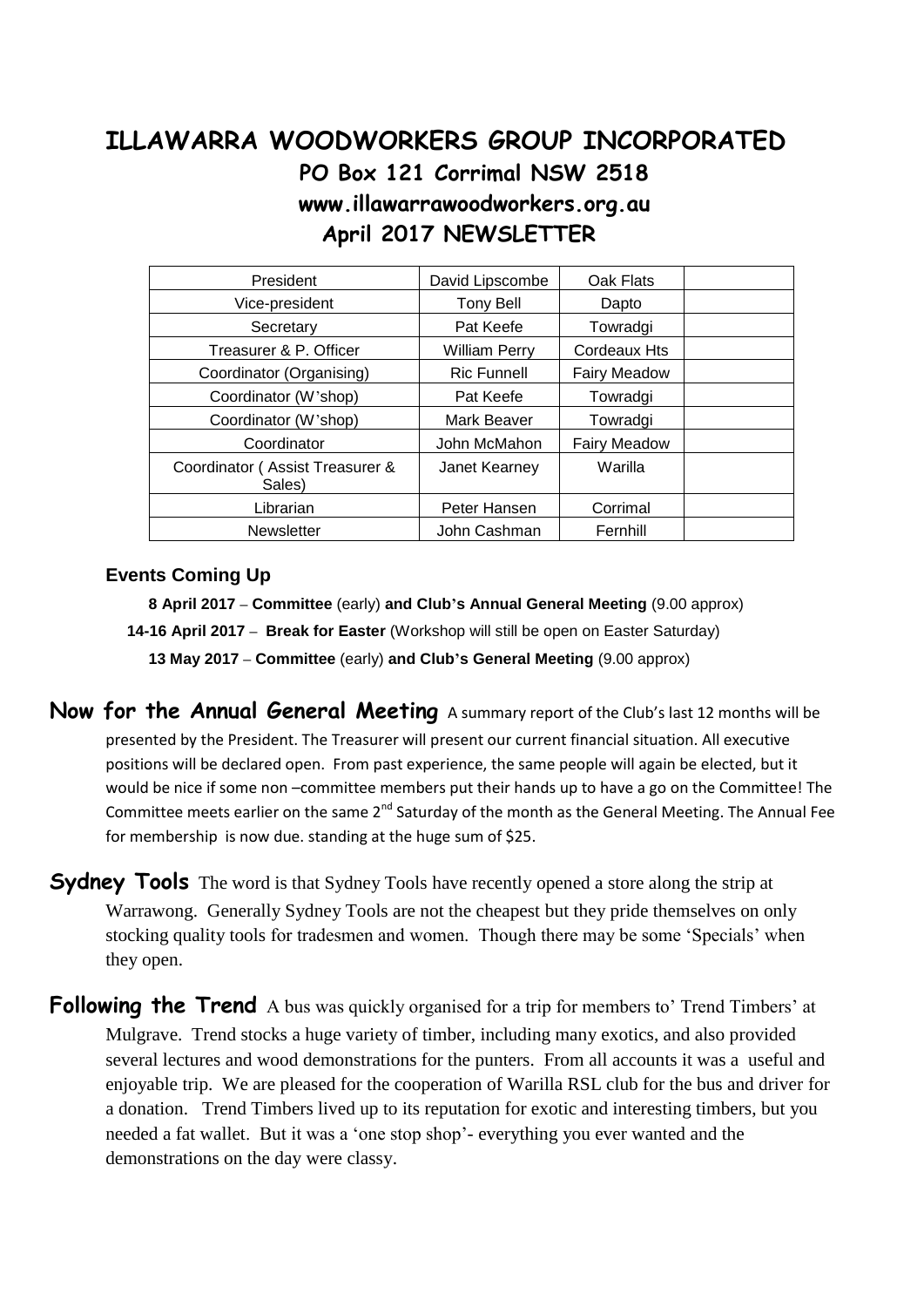# ILLAWARRA WOODWORKERS GROUP INCORPORATED

## PO Box 121 Corrimal NSW 2518

## www.illawarrawoodworkers.org.au

## April 2017 NEWSLETTER

| President | David Lipscombe | Oak Flats | |
|---|---|---|---|
| Vice-president | Tony Bell | Dapto | |
| Secretary | Pat Keefe | Towradgi | |
| Treasurer & P. Officer | William Perry | Cordeaux Hts | |
| Coordinator (Organising) | Ric Funnell | Fairy Meadow | |
| Coordinator (W'shop) | Pat Keefe | Towradgi | |
| Coordinator (W'shop) | Mark Beaver | Towradgi | |
| Coordinator | John McMahon | Fairy Meadow | |
| Coordinator ( Assist Treasurer & Sales) | Janet Kearney | Warilla | |
| Librarian | Peter Hansen | Corrimal | |
| Newsletter | John Cashman | Fernhill | |

### Events Coming Up

**8 April 2017** – **Committee** (early) **and Club's Annual General Meeting** (9.00 approx)

**14-16 April 2017** – **Break for Easter** (Workshop will still be open on Easter Saturday)

**13 May 2017** – **Committee** (early) **and Club's General Meeting** (9.00 approx)

**Now for the Annual General Meeting** A summary report of the Club's last 12 months will be presented by the President. The Treasurer will present our current financial situation. All executive positions will be declared open. From past experience, the same people will again be elected, but it would be nice if some non –committee members put their hands up to have a go on the Committee! The Committee meets earlier on the same 2nd Saturday of the month as the General Meeting. The Annual Fee for membership is now due. standing at the huge sum of $25.

**Sydney Tools** The word is that Sydney Tools have recently opened a store along the strip at Warrawong. Generally Sydney Tools are not the cheapest but they pride themselves on only stocking quality tools for tradesmen and women. Though there may be some 'Specials' when they open.

**Following the Trend** A bus was quickly organised for a trip for members to' Trend Timbers' at Mulgrave. Trend stocks a huge variety of timber, including many exotics, and also provided several lectures and wood demonstrations for the punters. From all accounts it was a useful and enjoyable trip. We are pleased for the cooperation of Warilla RSL club for the bus and driver for a donation. Trend Timbers lived up to its reputation for exotic and interesting timbers, but you needed a fat wallet. But it was a 'one stop shop'- everything you ever wanted and the demonstrations on the day were classy.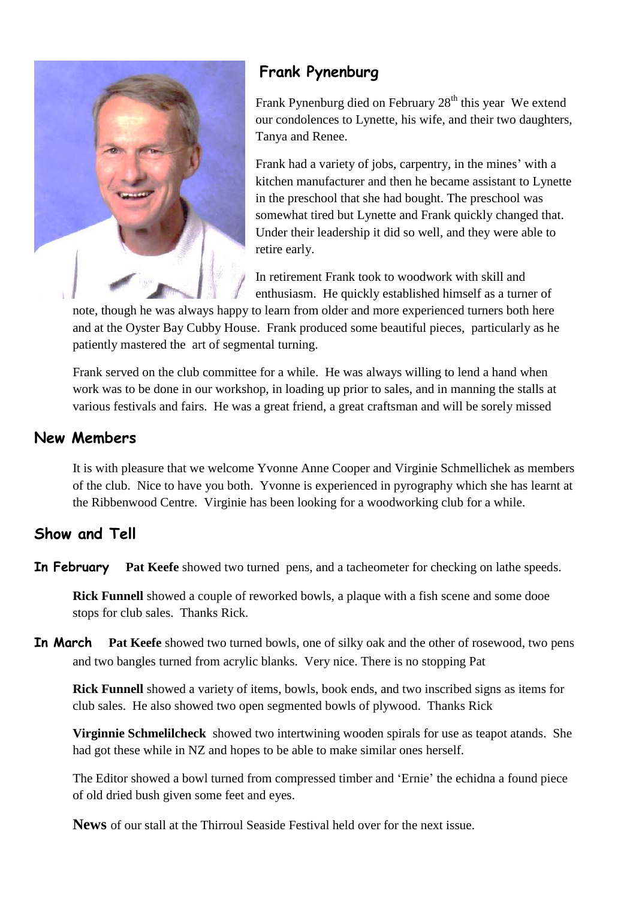## Frank Pynenburg

Frank Pynenburg died on February 28th this year We extend our condolences to Lynette, his wife, and their two daughters, Tanya and Renee.

Frank had a variety of jobs, carpentry, in the mines' with a kitchen manufacturer and then he became assistant to Lynette in the preschool that she had bought. The preschool was somewhat tired but Lynette and Frank quickly changed that. Under their leadership it did so well, and they were able to retire early.

In retirement Frank took to woodwork with skill and enthusiasm. He quickly established himself as a turner of note, though he was always happy to learn from older and more experienced turners both here and at the Oyster Bay Cubby House. Frank produced some beautiful pieces, particularly as he patiently mastered the art of segmental turning.

Frank served on the club committee for a while. He was always willing to lend a hand when work was to be done in our workshop, in loading up prior to sales, and in manning the stalls at various festivals and fairs. He was a great friend, a great craftsman and will be sorely missed

## New Members

It is with pleasure that we welcome Yvonne Anne Cooper and Virginie Schmellichek as members of the club. Nice to have you both. Yvonne is experienced in pyrography which she has learnt at the Ribbenwood Centre. Virginie has been looking for a woodworking club for a while.

## Show and Tell

**In February** **Pat Keefe** showed two turned pens, and a tacheometer for checking on lathe speeds.

**Rick Funnell** showed a couple of reworked bowls, a plaque with a fish scene and some dooe stops for club sales. Thanks Rick.

**In March** **Pat Keefe** showed two turned bowls, one of silky oak and the other of rosewood, two pens and two bangles turned from acrylic blanks. Very nice. There is no stopping Pat

**Rick Funnell** showed a variety of items, bowls, book ends, and two inscribed signs as items for club sales. He also showed two open segmented bowls of plywood. Thanks Rick

**Virginnie Schmelilcheck** showed two intertwining wooden spirals for use as teapot atands. She had got these while in NZ and hopes to be able to make similar ones herself.

The Editor showed a bowl turned from compressed timber and 'Ernie' the echidna a found piece of old dried bush given some feet and eyes.

**News** of our stall at the Thirroul Seaside Festival held over for the next issue.